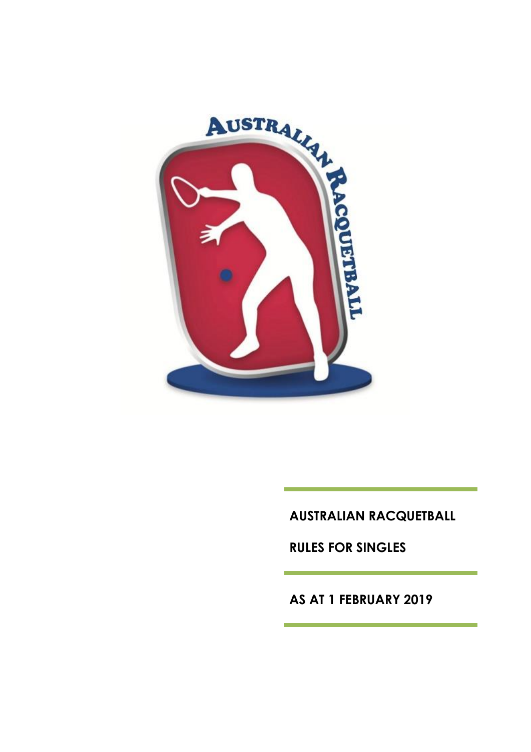# AUSTRALIAN RACQUETBALL

## RULES FOR SINGLES

## AS AT 1 FEBRUARY 2019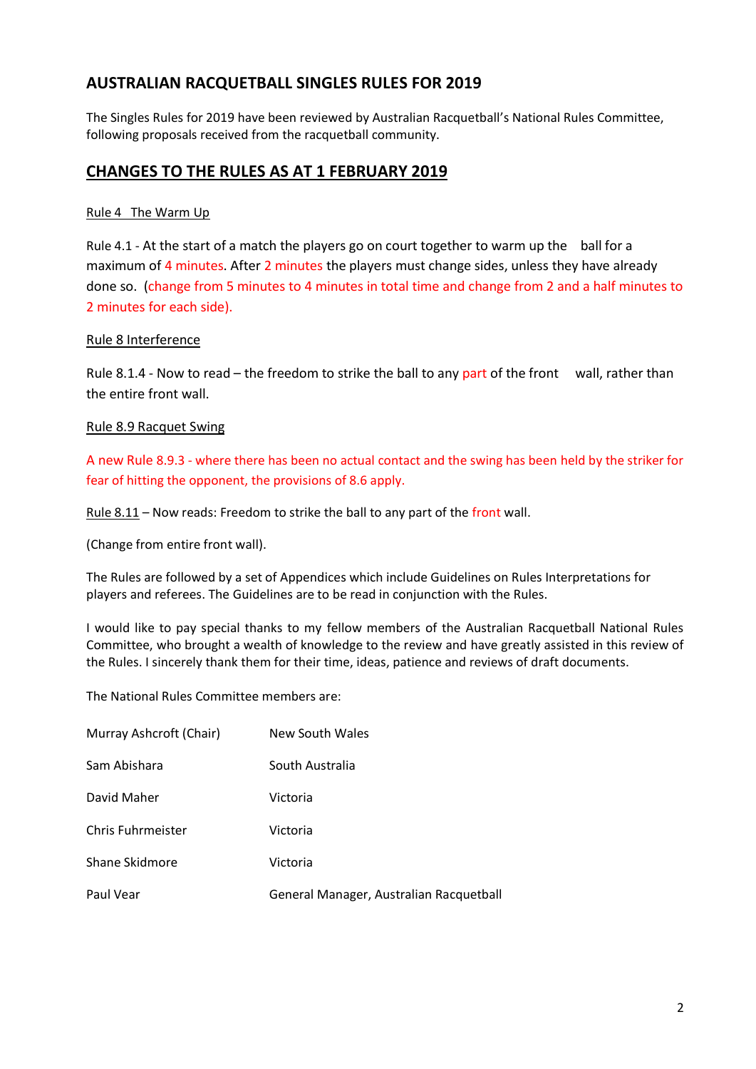## AUSTRALIAN RACQUETBALL SINGLES RULES FOR 2019

The Singles Rules for 2019 have been reviewed by Australian Racquetball's National Rules Committee, following proposals received from the racquetball community.

## CHANGES TO THE RULES AS AT 1 FEBRUARY 2019

Rule 4 The Warm Up

Rule 4.1 - At the start of a match the players go on court together to warm up the ball for a maximum of 4 minutes. After 2 minutes the players must change sides, unless they have already done so. (change from 5 minutes to 4 minutes in total time and change from 2 and a half minutes to 2 minutes for each side).

Rule 8 Interference

Rule 8.1.4 - Now to read – the freedom to strike the ball to any part of the front wall, rather than the entire front wall.

Rule 8.9 Racquet Swing

A new Rule 8.9.3 - where there has been no actual contact and the swing has been held by the striker for fear of hitting the opponent, the provisions of 8.6 apply.

Rule 8.11 – Now reads: Freedom to strike the ball to any part of the front wall.

(Change from entire front wall).

The Rules are followed by a set of Appendices which include Guidelines on Rules Interpretations for players and referees. The Guidelines are to be read in conjunction with the Rules.

I would like to pay special thanks to my fellow members of the Australian Racquetball National Rules Committee, who brought a wealth of knowledge to the review and have greatly assisted in this review of the Rules. I sincerely thank them for their time, ideas, patience and reviews of draft documents.

The National Rules Committee members are:

| | |
|---|---|
| Murray Ashcroft (Chair) | New South Wales |
| Sam Abishara | South Australia |
| David Maher | Victoria |
| Chris Fuhrmeister | Victoria |
| Shane Skidmore | Victoria |
| Paul Vear | General Manager, Australian Racquetball |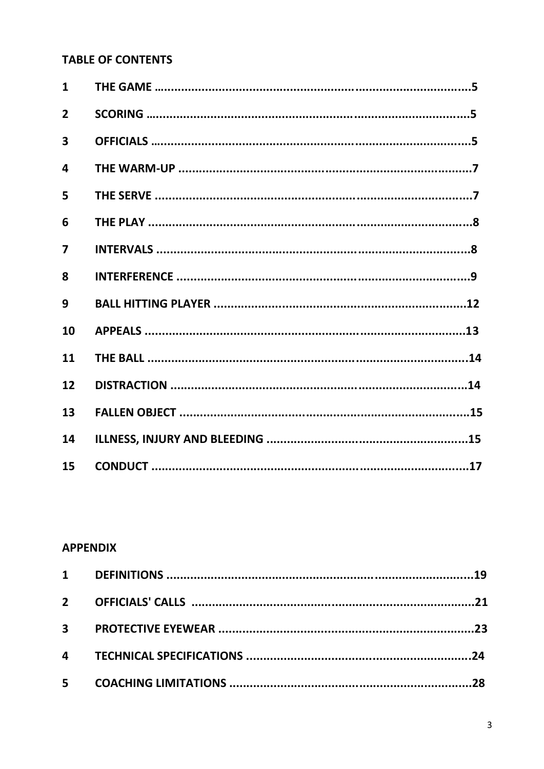**TABLE OF CONTENTS**

| | | |
|---|---|---|
| **1** | **THE GAME** | **5** |
| **2** | **SCORING** | **5** |
| **3** | **OFFICIALS** | **5** |
| **4** | **THE WARM-UP** | **7** |
| **5** | **THE SERVE** | **7** |
| **6** | **THE PLAY** | **8** |
| **7** | **INTERVALS** | **8** |
| **8** | **INTERFERENCE** | **9** |
| **9** | **BALL HITTING PLAYER** | **12** |
| **10** | **APPEALS** | **13** |
| **11** | **THE BALL** | **14** |
| **12** | **DISTRACTION** | **14** |
| **13** | **FALLEN OBJECT** | **15** |
| **14** | **ILLNESS, INJURY AND BLEEDING** | **15** |
| **15** | **CONDUCT** | **17** |

**APPENDIX**

| | | |
|---|---|---|
| **1** | **DEFINITIONS** | **19** |
| **2** | **OFFICIALS' CALLS** | **21** |
| **3** | **PROTECTIVE EYEWEAR** | **23** |
| **4** | **TECHNICAL SPECIFICATIONS** | **24** |
| **5** | **COACHING LIMITATIONS** | **28** |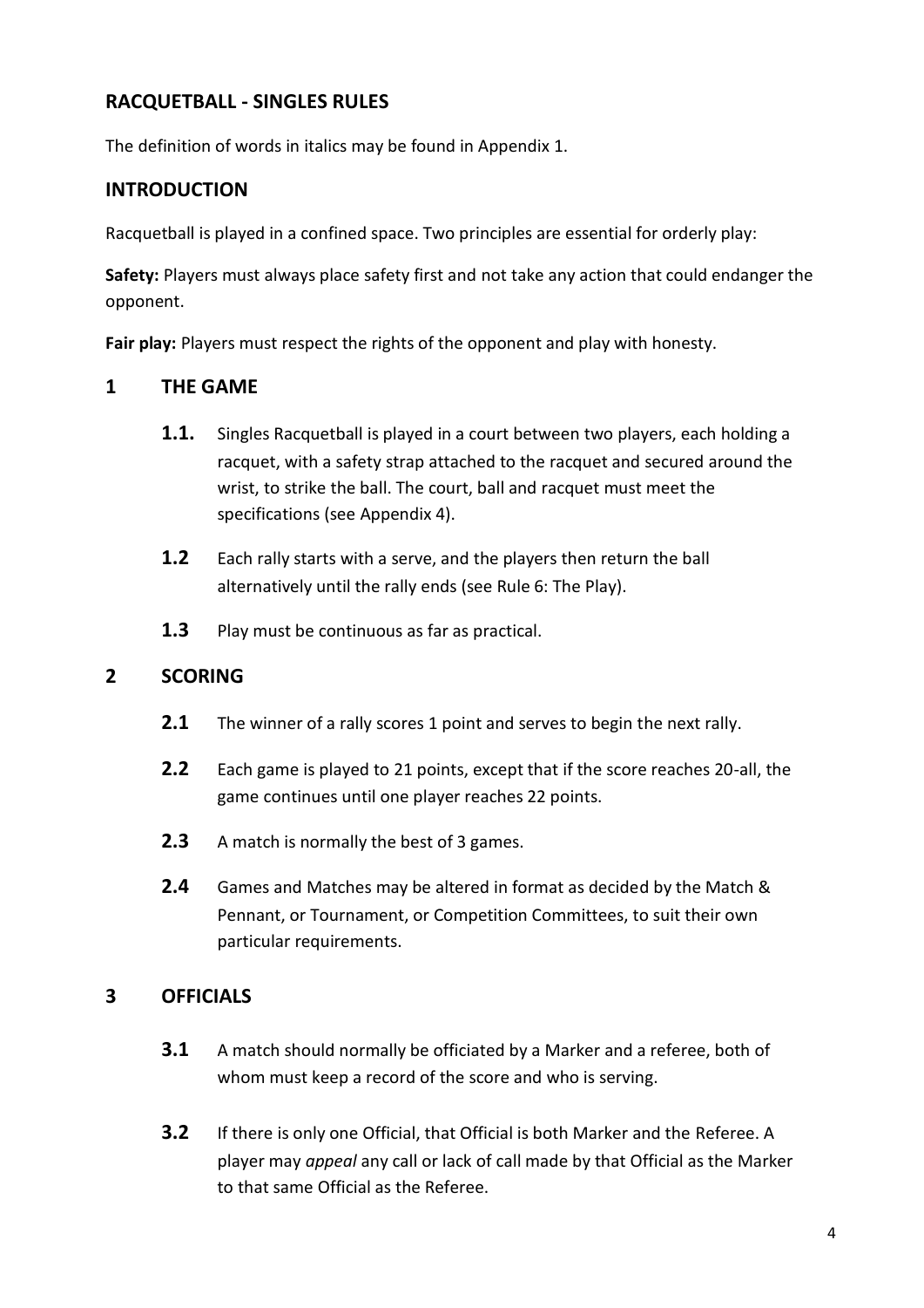## RACQUETBALL - SINGLES RULES

The definition of words in italics may be found in Appendix 1.

## INTRODUCTION

Racquetball is played in a confined space. Two principles are essential for orderly play:

**Safety:** Players must always place safety first and not take any action that could endanger the opponent.

**Fair play:** Players must respect the rights of the opponent and play with honesty.

## 1 THE GAME

**1.1.** Singles Racquetball is played in a court between two players, each holding a racquet, with a safety strap attached to the racquet and secured around the wrist, to strike the ball. The court, ball and racquet must meet the specifications (see Appendix 4).

**1.2** Each rally starts with a serve, and the players then return the ball alternatively until the rally ends (see Rule 6: The Play).

**1.3** Play must be continuous as far as practical.

## 2 SCORING

**2.1** The winner of a rally scores 1 point and serves to begin the next rally.

**2.2** Each game is played to 21 points, except that if the score reaches 20-all, the game continues until one player reaches 22 points.

**2.3** A match is normally the best of 3 games.

**2.4** Games and Matches may be altered in format as decided by the Match & Pennant, or Tournament, or Competition Committees, to suit their own particular requirements.

## 3 OFFICIALS

**3.1** A match should normally be officiated by a Marker and a referee, both of whom must keep a record of the score and who is serving.

**3.2** If there is only one Official, that Official is both Marker and the Referee. A player may *appeal* any call or lack of call made by that Official as the Marker to that same Official as the Referee.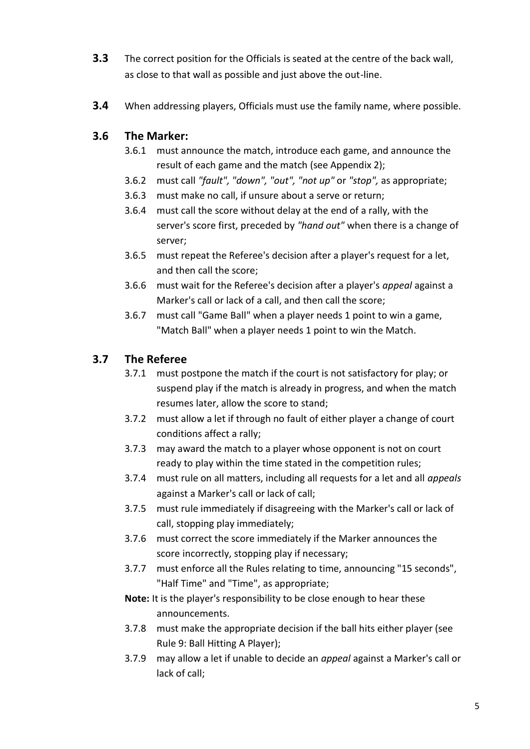**3.3** The correct position for the Officials is seated at the centre of the back wall, as close to that wall as possible and just above the out-line.

**3.4** When addressing players, Officials must use the family name, where possible.

### 3.6 The Marker:

3.6.1 must announce the match, introduce each game, and announce the result of each game and the match (see Appendix 2);

3.6.2 must call *"fault", "down", "out", "not up"* or *"stop",* as appropriate;

3.6.3 must make no call, if unsure about a serve or return;

3.6.4 must call the score without delay at the end of a rally, with the server's score first, preceded by *"hand out"* when there is a change of server;

3.6.5 must repeat the Referee's decision after a player's request for a let, and then call the score;

3.6.6 must wait for the Referee's decision after a player's *appeal* against a Marker's call or lack of a call, and then call the score;

3.6.7 must call "Game Ball" when a player needs 1 point to win a game, "Match Ball" when a player needs 1 point to win the Match.

### 3.7 The Referee

3.7.1 must postpone the match if the court is not satisfactory for play; or suspend play if the match is already in progress, and when the match resumes later, allow the score to stand;

3.7.2 must allow a let if through no fault of either player a change of court conditions affect a rally;

3.7.3 may award the match to a player whose opponent is not on court ready to play within the time stated in the competition rules;

3.7.4 must rule on all matters, including all requests for a let and all *appeals* against a Marker's call or lack of call;

3.7.5 must rule immediately if disagreeing with the Marker's call or lack of call, stopping play immediately;

3.7.6 must correct the score immediately if the Marker announces the score incorrectly, stopping play if necessary;

3.7.7 must enforce all the Rules relating to time, announcing "15 seconds", "Half Time" and "Time", as appropriate;

**Note:** It is the player's responsibility to be close enough to hear these announcements.

3.7.8 must make the appropriate decision if the ball hits either player (see Rule 9: Ball Hitting A Player);

3.7.9 may allow a let if unable to decide an *appeal* against a Marker's call or lack of call;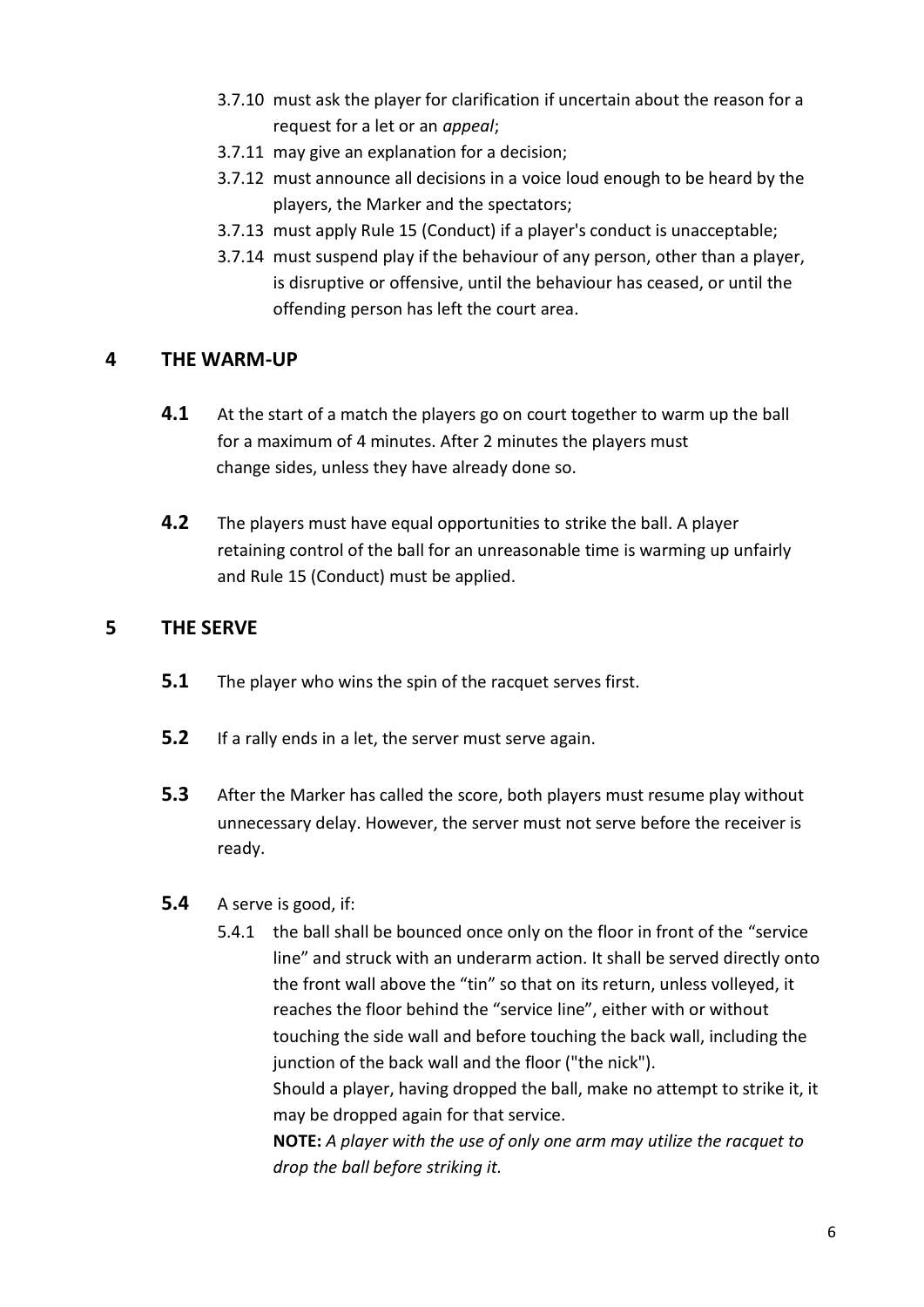3.7.10 must ask the player for clarification if uncertain about the reason for a request for a let or an *appeal*;

3.7.11 may give an explanation for a decision;

3.7.12 must announce all decisions in a voice loud enough to be heard by the players, the Marker and the spectators;

3.7.13 must apply Rule 15 (Conduct) if a player's conduct is unacceptable;

3.7.14 must suspend play if the behaviour of any person, other than a player, is disruptive or offensive, until the behaviour has ceased, or until the offending person has left the court area.

## 4 THE WARM-UP

**4.1** At the start of a match the players go on court together to warm up the ball for a maximum of 4 minutes. After 2 minutes the players must change sides, unless they have already done so.

**4.2** The players must have equal opportunities to strike the ball. A player retaining control of the ball for an unreasonable time is warming up unfairly and Rule 15 (Conduct) must be applied.

## 5 THE SERVE

**5.1** The player who wins the spin of the racquet serves first.

**5.2** If a rally ends in a let, the server must serve again.

**5.3** After the Marker has called the score, both players must resume play without unnecessary delay. However, the server must not serve before the receiver is ready.

**5.4** A serve is good, if:

5.4.1 the ball shall be bounced once only on the floor in front of the "service line" and struck with an underarm action. It shall be served directly onto the front wall above the "tin" so that on its return, unless volleyed, it reaches the floor behind the "service line", either with or without touching the side wall and before touching the back wall, including the junction of the back wall and the floor ("the nick").

Should a player, having dropped the ball, make no attempt to strike it, it may be dropped again for that service.

**NOTE:** *A player with the use of only one arm may utilize the racquet to drop the ball before striking it.*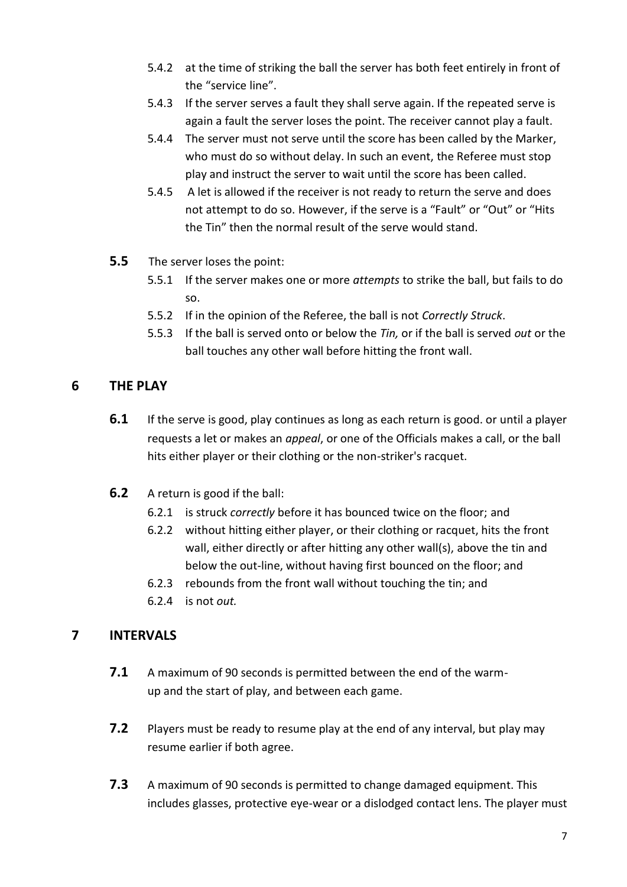- 5.4.2 at the time of striking the ball the server has both feet entirely in front of the "service line".
- 5.4.3 If the server serves a fault they shall serve again. If the repeated serve is again a fault the server loses the point. The receiver cannot play a fault.
- 5.4.4 The server must not serve until the score has been called by the Marker, who must do so without delay. In such an event, the Referee must stop play and instruct the server to wait until the score has been called.
- 5.4.5 A let is allowed if the receiver is not ready to return the serve and does not attempt to do so. However, if the serve is a "Fault" or "Out" or "Hits the Tin" then the normal result of the serve would stand.

**5.5** The server loses the point:

- 5.5.1 If the server makes one or more *attempts* to strike the ball, but fails to do so.
- 5.5.2 If in the opinion of the Referee, the ball is not *Correctly Struck*.
- 5.5.3 If the ball is served onto or below the *Tin,* or if the ball is served *out* or the ball touches any other wall before hitting the front wall.

## 6 THE PLAY

**6.1** If the serve is good, play continues as long as each return is good. or until a player requests a let or makes an *appeal*, or one of the Officials makes a call, or the ball hits either player or their clothing or the non-striker's racquet.

**6.2** A return is good if the ball:

- 6.2.1 is struck *correctly* before it has bounced twice on the floor; and
- 6.2.2 without hitting either player, or their clothing or racquet, hits the front wall, either directly or after hitting any other wall(s), above the tin and below the out-line, without having first bounced on the floor; and
- 6.2.3 rebounds from the front wall without touching the tin; and
- 6.2.4 is not *out.*

## 7 INTERVALS

**7.1** A maximum of 90 seconds is permitted between the end of the warm-up and the start of play, and between each game.

**7.2** Players must be ready to resume play at the end of any interval, but play may resume earlier if both agree.

**7.3** A maximum of 90 seconds is permitted to change damaged equipment. This includes glasses, protective eye-wear or a dislodged contact lens. The player must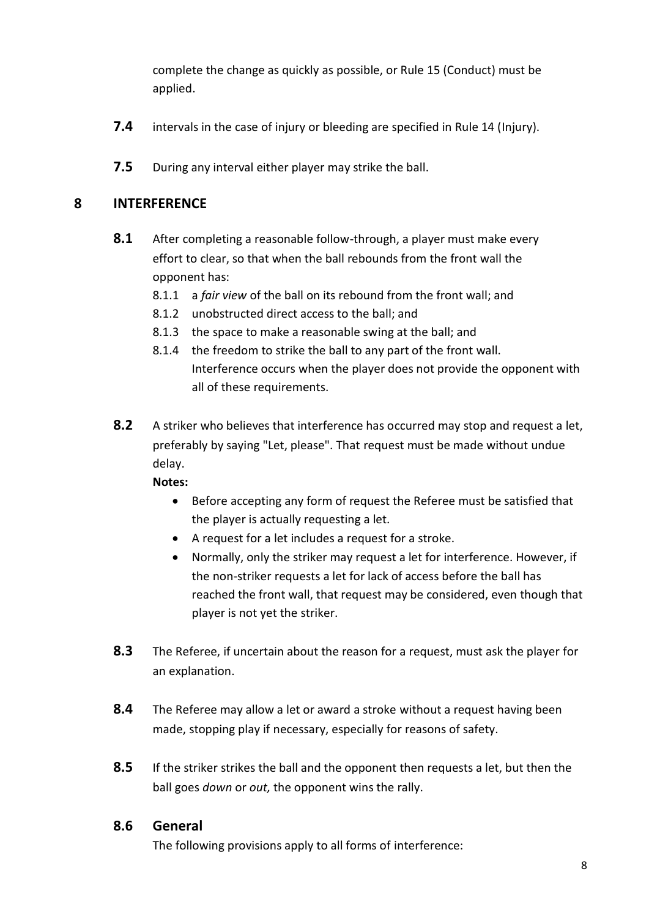complete the change as quickly as possible, or Rule 15 (Conduct) must be applied.

**7.4** intervals in the case of injury or bleeding are specified in Rule 14 (Injury).

**7.5** During any interval either player may strike the ball.

## 8 INTERFERENCE

**8.1** After completing a reasonable follow-through, a player must make every effort to clear, so that when the ball rebounds from the front wall the opponent has:

- 8.1.1 a *fair view* of the ball on its rebound from the front wall; and
- 8.1.2 unobstructed direct access to the ball; and
- 8.1.3 the space to make a reasonable swing at the ball; and
- 8.1.4 the freedom to strike the ball to any part of the front wall.

Interference occurs when the player does not provide the opponent with all of these requirements.

**8.2** A striker who believes that interference has occurred may stop and request a let, preferably by saying "Let, please". That request must be made without undue delay.

**Notes:**

- Before accepting any form of request the Referee must be satisfied that the player is actually requesting a let.
- A request for a let includes a request for a stroke.
- Normally, only the striker may request a let for interference. However, if the non-striker requests a let for lack of access before the ball has reached the front wall, that request may be considered, even though that player is not yet the striker.

**8.3** The Referee, if uncertain about the reason for a request, must ask the player for an explanation.

**8.4** The Referee may allow a let or award a stroke without a request having been made, stopping play if necessary, especially for reasons of safety.

**8.5** If the striker strikes the ball and the opponent then requests a let, but then the ball goes *down* or *out,* the opponent wins the rally.

### 8.6 General

The following provisions apply to all forms of interference: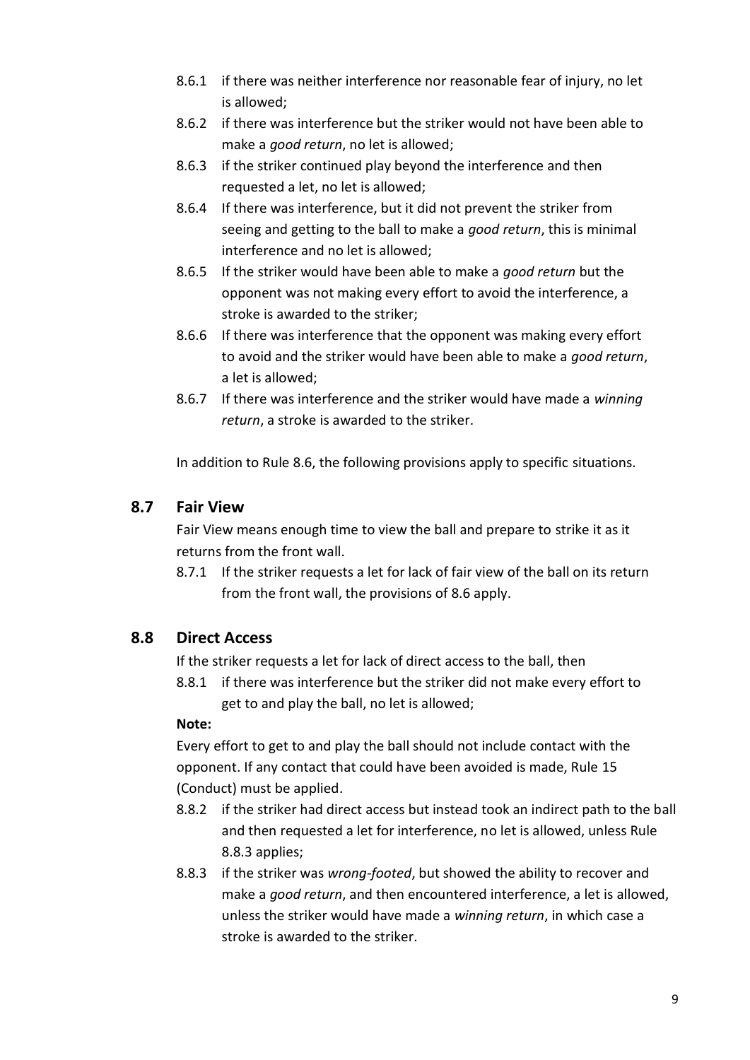8.6.1 if there was neither interference nor reasonable fear of injury, no let is allowed;

8.6.2 if there was interference but the striker would not have been able to make a *good return*, no let is allowed;

8.6.3 if the striker continued play beyond the interference and then requested a let, no let is allowed;

8.6.4 If there was interference, but it did not prevent the striker from seeing and getting to the ball to make a *good return*, this is minimal interference and no let is allowed;

8.6.5 If the striker would have been able to make a *good return* but the opponent was not making every effort to avoid the interference, a stroke is awarded to the striker;

8.6.6 If there was interference that the opponent was making every effort to avoid and the striker would have been able to make a *good return*, a let is allowed;

8.6.7 If there was interference and the striker would have made a *winning return*, a stroke is awarded to the striker.

In addition to Rule 8.6, the following provisions apply to specific situations.

## 8.7 Fair View

Fair View means enough time to view the ball and prepare to strike it as it returns from the front wall.

8.7.1 If the striker requests a let for lack of fair view of the ball on its return from the front wall, the provisions of 8.6 apply.

## 8.8 Direct Access

If the striker requests a let for lack of direct access to the ball, then

8.8.1 if there was interference but the striker did not make every effort to get to and play the ball, no let is allowed;

**Note:**

Every effort to get to and play the ball should not include contact with the opponent. If any contact that could have been avoided is made, Rule 15 (Conduct) must be applied.

8.8.2 if the striker had direct access but instead took an indirect path to the ball and then requested a let for interference, no let is allowed, unless Rule 8.8.3 applies;

8.8.3 if the striker was *wrong-footed*, but showed the ability to recover and make a *good return*, and then encountered interference, a let is allowed, unless the striker would have made a *winning return*, in which case a stroke is awarded to the striker.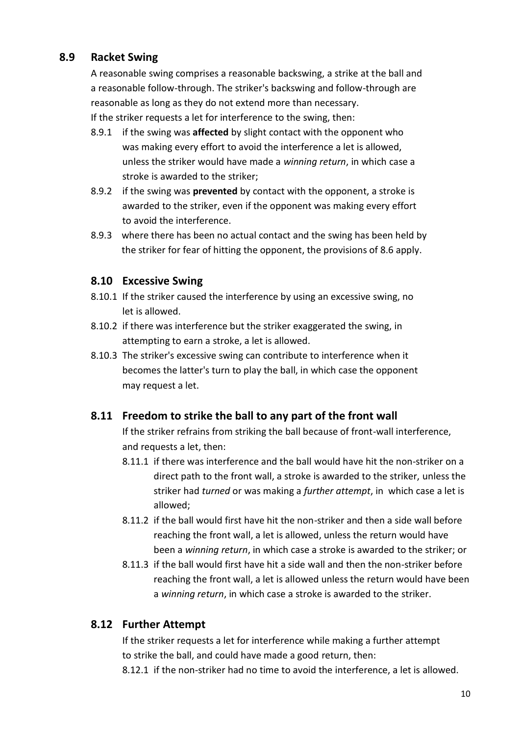## 8.9 Racket Swing

A reasonable swing comprises a reasonable backswing, a strike at the ball and a reasonable follow-through. The striker's backswing and follow-through are reasonable as long as they do not extend more than necessary.

If the striker requests a let for interference to the swing, then:

8.9.1 if the swing was **affected** by slight contact with the opponent who was making every effort to avoid the interference a let is allowed, unless the striker would have made a *winning return*, in which case a stroke is awarded to the striker;

8.9.2 if the swing was **prevented** by contact with the opponent, a stroke is awarded to the striker, even if the opponent was making every effort to avoid the interference.

8.9.3 where there has been no actual contact and the swing has been held by the striker for fear of hitting the opponent, the provisions of 8.6 apply.

## 8.10 Excessive Swing

8.10.1 If the striker caused the interference by using an excessive swing, no let is allowed.

8.10.2 if there was interference but the striker exaggerated the swing, in attempting to earn a stroke, a let is allowed.

8.10.3 The striker's excessive swing can contribute to interference when it becomes the latter's turn to play the ball, in which case the opponent may request a let.

## 8.11 Freedom to strike the ball to any part of the front wall

If the striker refrains from striking the ball because of front-wall interference, and requests a let, then:

8.11.1 if there was interference and the ball would have hit the non-striker on a direct path to the front wall, a stroke is awarded to the striker, unless the striker had *turned* or was making a *further attempt*, in which case a let is allowed;

8.11.2 if the ball would first have hit the non-striker and then a side wall before reaching the front wall, a let is allowed, unless the return would have been a *winning return*, in which case a stroke is awarded to the striker; or

8.11.3 if the ball would first have hit a side wall and then the non-striker before reaching the front wall, a let is allowed unless the return would have been a *winning return*, in which case a stroke is awarded to the striker.

## 8.12 Further Attempt

If the striker requests a let for interference while making a further attempt to strike the ball, and could have made a good return, then:

8.12.1 if the non-striker had no time to avoid the interference, a let is allowed.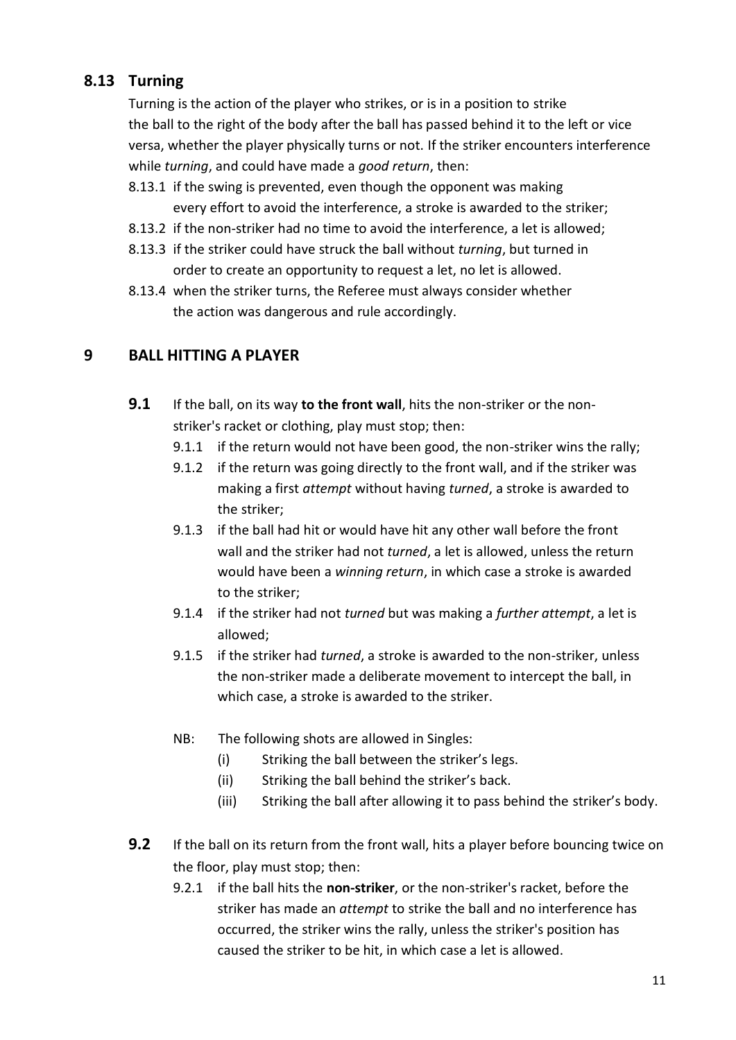### 8.13 Turning

Turning is the action of the player who strikes, or is in a position to strike the ball to the right of the body after the ball has passed behind it to the left or vice versa, whether the player physically turns or not. If the striker encounters interference while *turning*, and could have made a *good return*, then:

8.13.1 if the swing is prevented, even though the opponent was making every effort to avoid the interference, a stroke is awarded to the striker;

8.13.2 if the non-striker had no time to avoid the interference, a let is allowed;

8.13.3 if the striker could have struck the ball without *turning*, but turned in order to create an opportunity to request a let, no let is allowed.

8.13.4 when the striker turns, the Referee must always consider whether the action was dangerous and rule accordingly.

## 9 BALL HITTING A PLAYER

**9.1** If the ball, on its way **to the front wall**, hits the non-striker or the non-striker's racket or clothing, play must stop; then:

9.1.1 if the return would not have been good, the non-striker wins the rally;

9.1.2 if the return was going directly to the front wall, and if the striker was making a first *attempt* without having *turned*, a stroke is awarded to the striker;

9.1.3 if the ball had hit or would have hit any other wall before the front wall and the striker had not *turned*, a let is allowed, unless the return would have been a *winning return*, in which case a stroke is awarded to the striker;

9.1.4 if the striker had not *turned* but was making a *further attempt*, a let is allowed;

9.1.5 if the striker had *turned*, a stroke is awarded to the non-striker, unless the non-striker made a deliberate movement to intercept the ball, in which case, a stroke is awarded to the striker.

NB: The following shots are allowed in Singles:

(i) Striking the ball between the striker's legs.

(ii) Striking the ball behind the striker's back.

(iii) Striking the ball after allowing it to pass behind the striker's body.

**9.2** If the ball on its return from the front wall, hits a player before bouncing twice on the floor, play must stop; then:

9.2.1 if the ball hits the **non-striker**, or the non-striker's racket, before the striker has made an *attempt* to strike the ball and no interference has occurred, the striker wins the rally, unless the striker's position has caused the striker to be hit, in which case a let is allowed.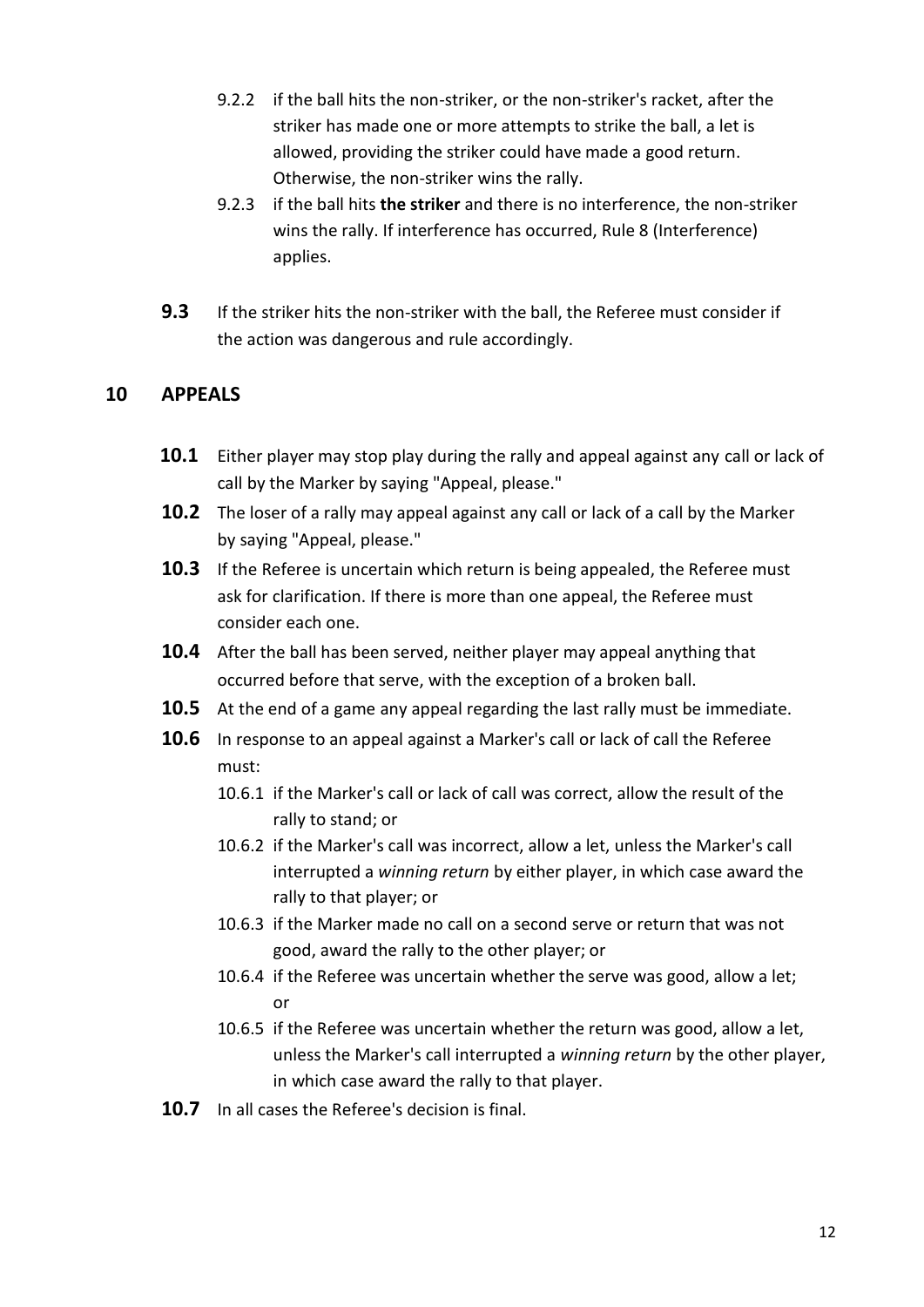9.2.2 if the ball hits the non-striker, or the non-striker's racket, after the striker has made one or more attempts to strike the ball, a let is allowed, providing the striker could have made a good return. Otherwise, the non-striker wins the rally.

9.2.3 if the ball hits **the striker** and there is no interference, the non-striker wins the rally. If interference has occurred, Rule 8 (Interference) applies.

**9.3** If the striker hits the non-striker with the ball, the Referee must consider if the action was dangerous and rule accordingly.

## 10 APPEALS

**10.1** Either player may stop play during the rally and appeal against any call or lack of call by the Marker by saying "Appeal, please."

**10.2** The loser of a rally may appeal against any call or lack of a call by the Marker by saying "Appeal, please."

**10.3** If the Referee is uncertain which return is being appealed, the Referee must ask for clarification. If there is more than one appeal, the Referee must consider each one.

**10.4** After the ball has been served, neither player may appeal anything that occurred before that serve, with the exception of a broken ball.

**10.5** At the end of a game any appeal regarding the last rally must be immediate.

**10.6** In response to an appeal against a Marker's call or lack of call the Referee must:

10.6.1 if the Marker's call or lack of call was correct, allow the result of the rally to stand; or

10.6.2 if the Marker's call was incorrect, allow a let, unless the Marker's call interrupted a *winning return* by either player, in which case award the rally to that player; or

10.6.3 if the Marker made no call on a second serve or return that was not good, award the rally to the other player; or

10.6.4 if the Referee was uncertain whether the serve was good, allow a let; or

10.6.5 if the Referee was uncertain whether the return was good, allow a let, unless the Marker's call interrupted a *winning return* by the other player, in which case award the rally to that player.

**10.7** In all cases the Referee's decision is final.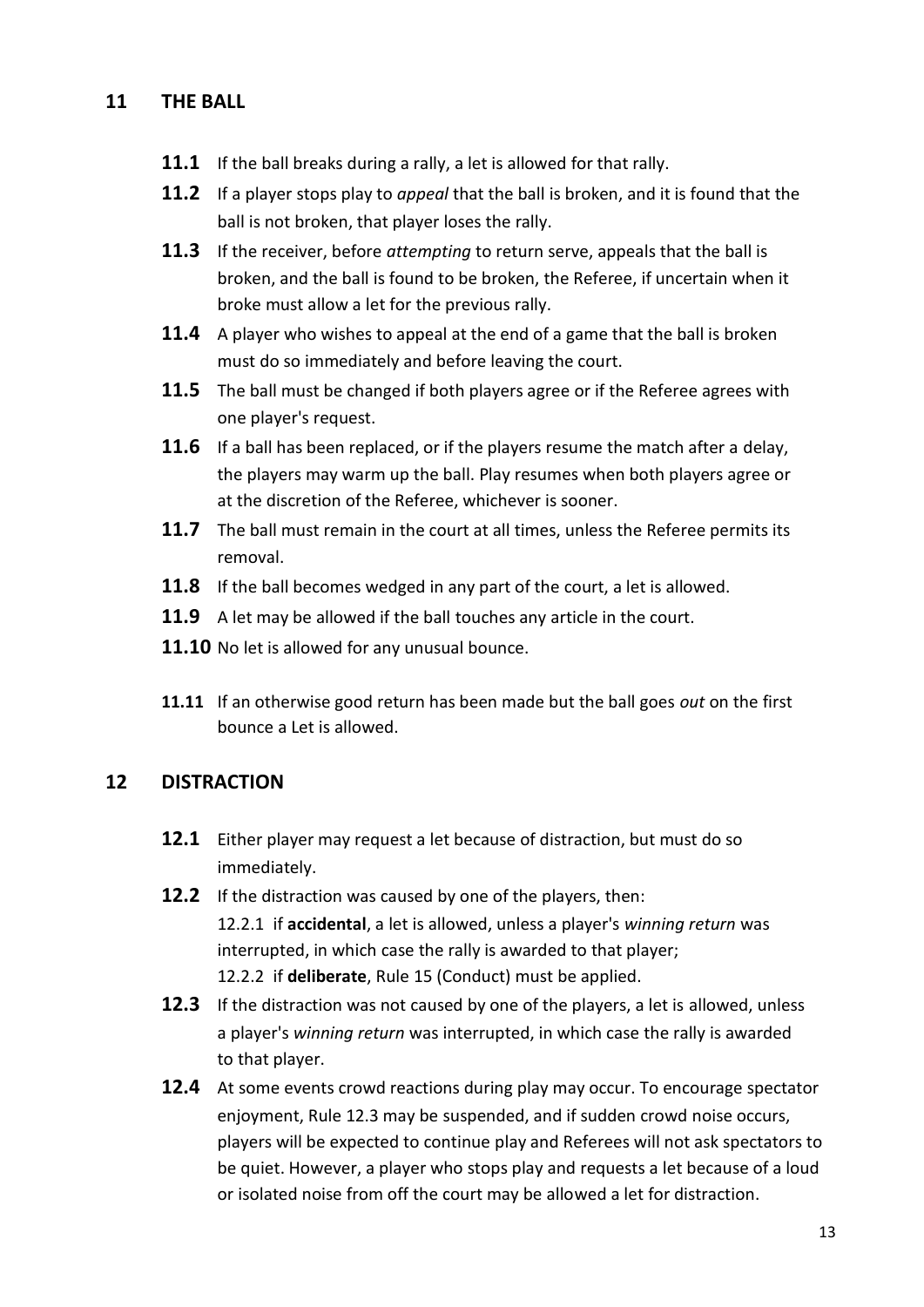## 11 THE BALL

**11.1** If the ball breaks during a rally, a let is allowed for that rally.

**11.2** If a player stops play to *appeal* that the ball is broken, and it is found that the ball is not broken, that player loses the rally.

**11.3** If the receiver, before *attempting* to return serve, appeals that the ball is broken, and the ball is found to be broken, the Referee, if uncertain when it broke must allow a let for the previous rally.

**11.4** A player who wishes to appeal at the end of a game that the ball is broken must do so immediately and before leaving the court.

**11.5** The ball must be changed if both players agree or if the Referee agrees with one player's request.

**11.6** If a ball has been replaced, or if the players resume the match after a delay, the players may warm up the ball. Play resumes when both players agree or at the discretion of the Referee, whichever is sooner.

**11.7** The ball must remain in the court at all times, unless the Referee permits its removal.

**11.8** If the ball becomes wedged in any part of the court, a let is allowed.

**11.9** A let may be allowed if the ball touches any article in the court.

**11.10** No let is allowed for any unusual bounce.

**11.11** If an otherwise good return has been made but the ball goes *out* on the first bounce a Let is allowed.

## 12 DISTRACTION

**12.1** Either player may request a let because of distraction, but must do so immediately.

**12.2** If the distraction was caused by one of the players, then:
12.2.1 if **accidental**, a let is allowed, unless a player's *winning return* was interrupted, in which case the rally is awarded to that player;
12.2.2 if **deliberate**, Rule 15 (Conduct) must be applied.

**12.3** If the distraction was not caused by one of the players, a let is allowed, unless a player's *winning return* was interrupted, in which case the rally is awarded to that player.

**12.4** At some events crowd reactions during play may occur. To encourage spectator enjoyment, Rule 12.3 may be suspended, and if sudden crowd noise occurs, players will be expected to continue play and Referees will not ask spectators to be quiet. However, a player who stops play and requests a let because of a loud or isolated noise from off the court may be allowed a let for distraction.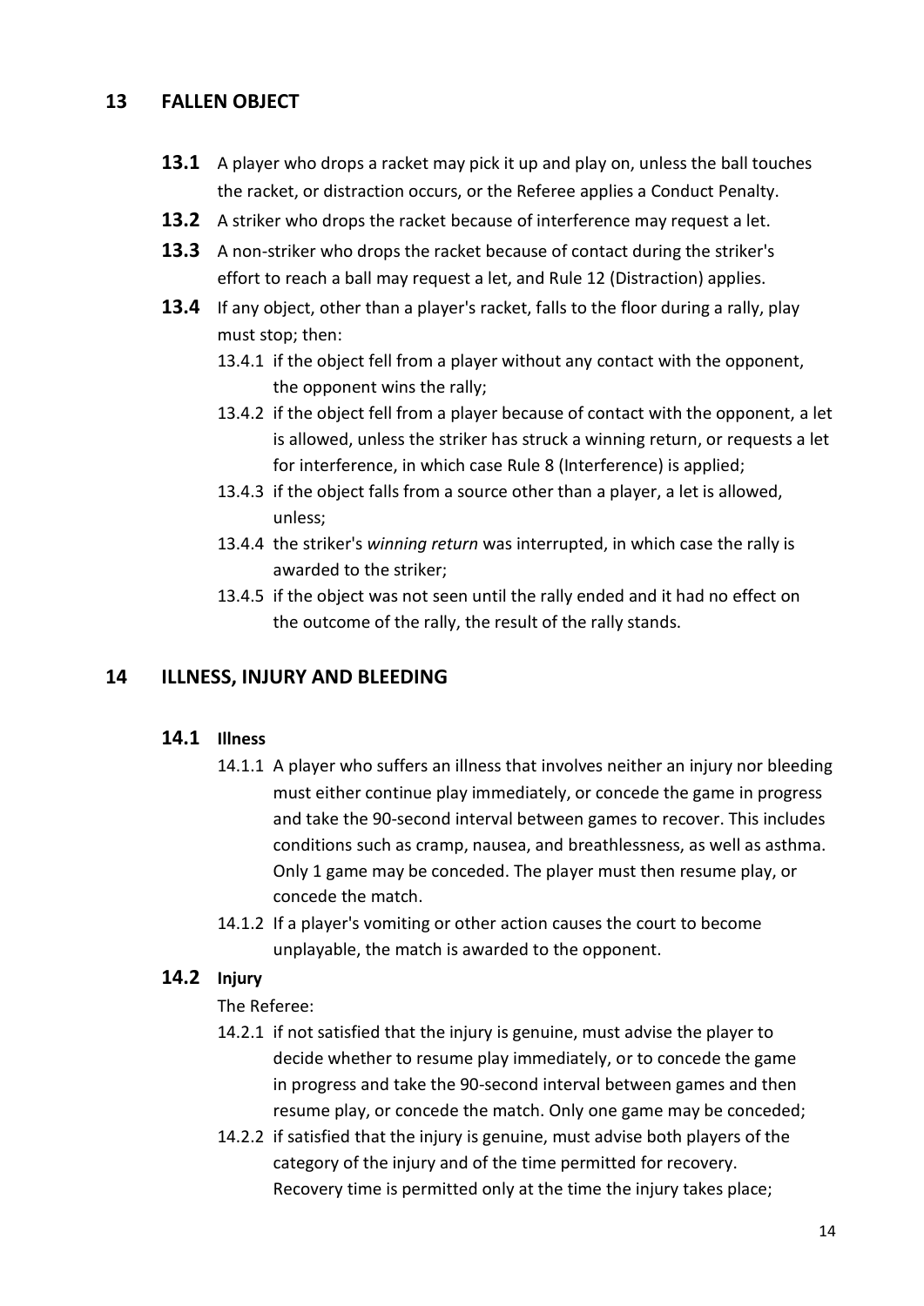## 13 FALLEN OBJECT

**13.1** A player who drops a racket may pick it up and play on, unless the ball touches the racket, or distraction occurs, or the Referee applies a Conduct Penalty.

**13.2** A striker who drops the racket because of interference may request a let.

**13.3** A non-striker who drops the racket because of contact during the striker's effort to reach a ball may request a let, and Rule 12 (Distraction) applies.

**13.4** If any object, other than a player's racket, falls to the floor during a rally, play must stop; then:

- 13.4.1 if the object fell from a player without any contact with the opponent, the opponent wins the rally;
- 13.4.2 if the object fell from a player because of contact with the opponent, a let is allowed, unless the striker has struck a winning return, or requests a let for interference, in which case Rule 8 (Interference) is applied;
- 13.4.3 if the object falls from a source other than a player, a let is allowed, unless;
- 13.4.4 the striker's *winning return* was interrupted, in which case the rally is awarded to the striker;
- 13.4.5 if the object was not seen until the rally ended and it had no effect on the outcome of the rally, the result of the rally stands.

## 14 ILLNESS, INJURY AND BLEEDING

### 14.1 Illness

- 14.1.1 A player who suffers an illness that involves neither an injury nor bleeding must either continue play immediately, or concede the game in progress and take the 90-second interval between games to recover. This includes conditions such as cramp, nausea, and breathlessness, as well as asthma. Only 1 game may be conceded. The player must then resume play, or concede the match.
- 14.1.2 If a player's vomiting or other action causes the court to become unplayable, the match is awarded to the opponent.

### 14.2 Injury

The Referee:

- 14.2.1 if not satisfied that the injury is genuine, must advise the player to decide whether to resume play immediately, or to concede the game in progress and take the 90-second interval between games and then resume play, or concede the match. Only one game may be conceded;
- 14.2.2 if satisfied that the injury is genuine, must advise both players of the category of the injury and of the time permitted for recovery. Recovery time is permitted only at the time the injury takes place;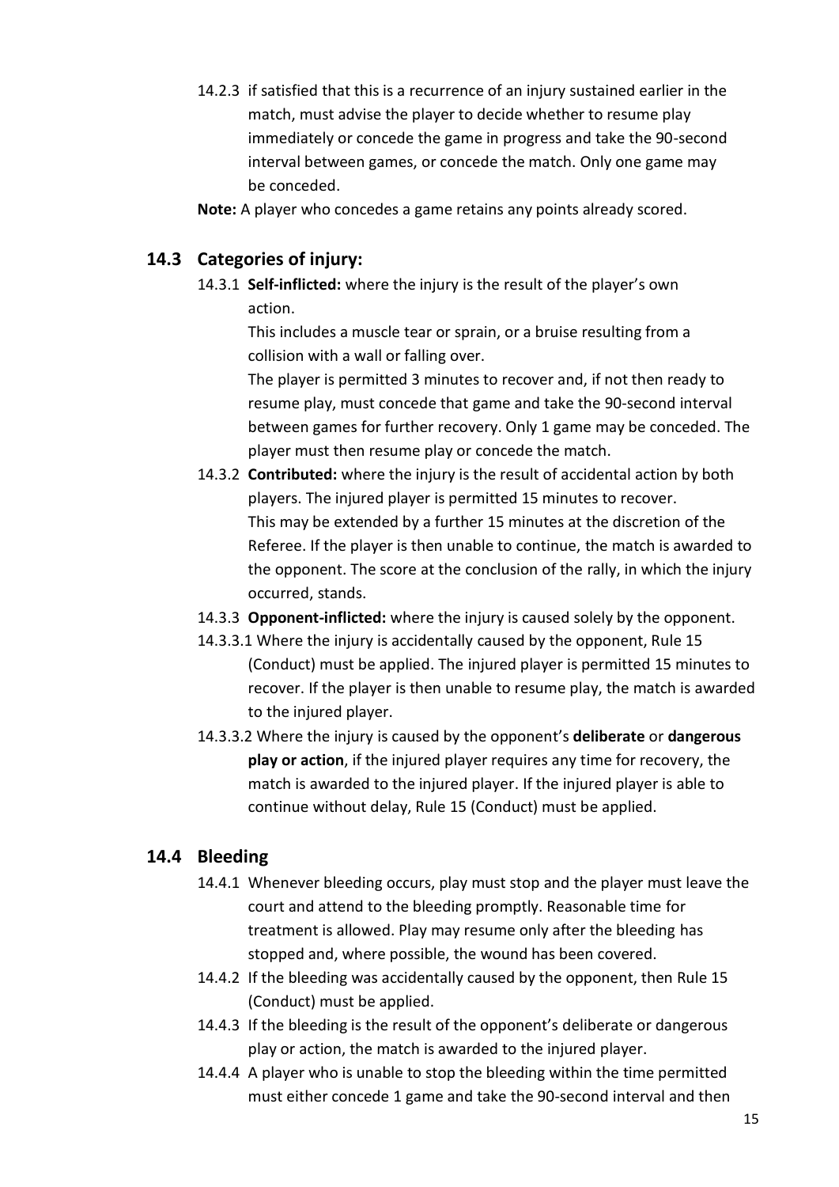14.2.3 if satisfied that this is a recurrence of an injury sustained earlier in the match, must advise the player to decide whether to resume play immediately or concede the game in progress and take the 90-second interval between games, or concede the match. Only one game may be conceded.

**Note:** A player who concedes a game retains any points already scored.

## 14.3 Categories of injury:

14.3.1 **Self-inflicted:** where the injury is the result of the player's own action.

This includes a muscle tear or sprain, or a bruise resulting from a collision with a wall or falling over.

The player is permitted 3 minutes to recover and, if not then ready to resume play, must concede that game and take the 90-second interval between games for further recovery. Only 1 game may be conceded. The player must then resume play or concede the match.

14.3.2 **Contributed:** where the injury is the result of accidental action by both players. The injured player is permitted 15 minutes to recover. This may be extended by a further 15 minutes at the discretion of the Referee. If the player is then unable to continue, the match is awarded to the opponent. The score at the conclusion of the rally, in which the injury occurred, stands.

14.3.3 **Opponent-inflicted:** where the injury is caused solely by the opponent.

14.3.3.1 Where the injury is accidentally caused by the opponent, Rule 15 (Conduct) must be applied. The injured player is permitted 15 minutes to recover. If the player is then unable to resume play, the match is awarded to the injured player.

14.3.3.2 Where the injury is caused by the opponent's **deliberate** or **dangerous play or action**, if the injured player requires any time for recovery, the match is awarded to the injured player. If the injured player is able to continue without delay, Rule 15 (Conduct) must be applied.

## 14.4 Bleeding

14.4.1 Whenever bleeding occurs, play must stop and the player must leave the court and attend to the bleeding promptly. Reasonable time for treatment is allowed. Play may resume only after the bleeding has stopped and, where possible, the wound has been covered.

14.4.2 If the bleeding was accidentally caused by the opponent, then Rule 15 (Conduct) must be applied.

14.4.3 If the bleeding is the result of the opponent's deliberate or dangerous play or action, the match is awarded to the injured player.

14.4.4 A player who is unable to stop the bleeding within the time permitted must either concede 1 game and take the 90-second interval and then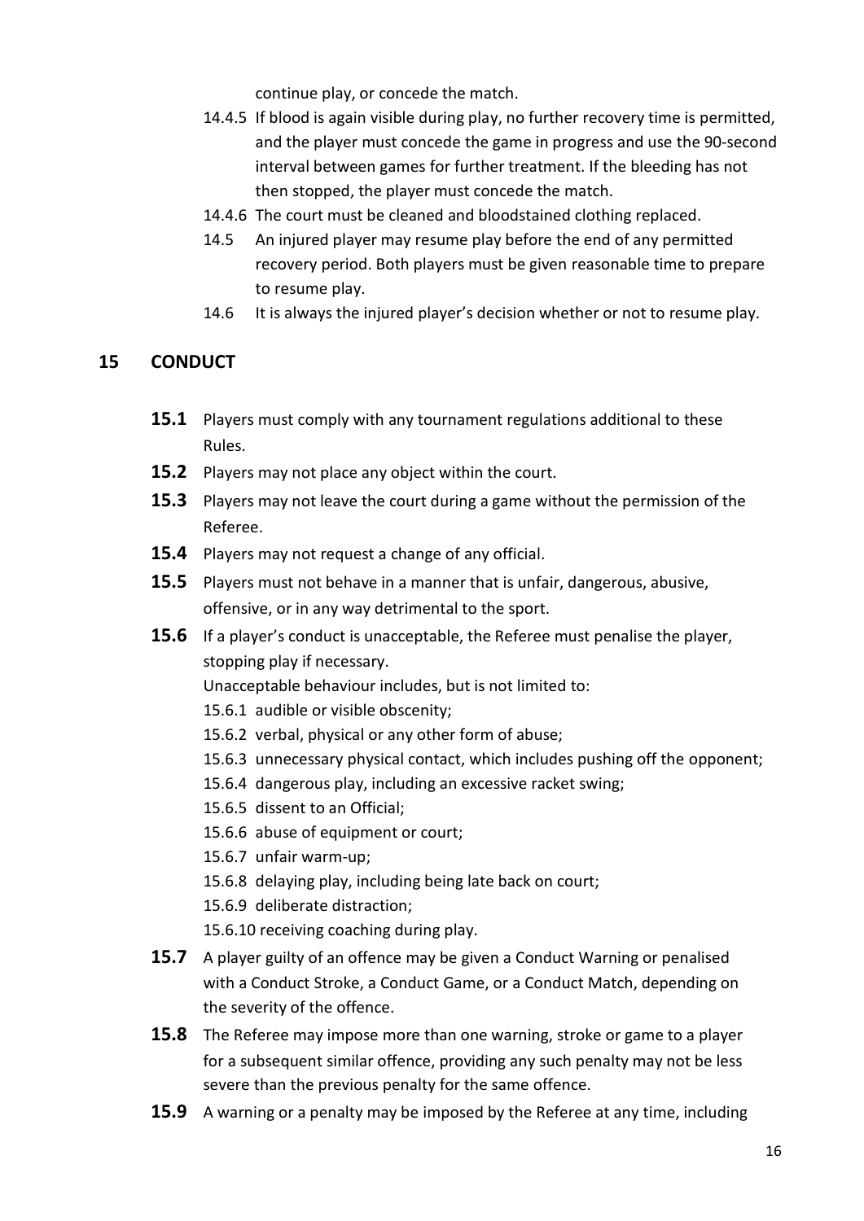continue play, or concede the match.

14.4.5 If blood is again visible during play, no further recovery time is permitted, and the player must concede the game in progress and use the 90-second interval between games for further treatment. If the bleeding has not then stopped, the player must concede the match.

14.4.6 The court must be cleaned and bloodstained clothing replaced.

14.5 An injured player may resume play before the end of any permitted recovery period. Both players must be given reasonable time to prepare to resume play.

14.6 It is always the injured player's decision whether or not to resume play.

## 15 CONDUCT

**15.1** Players must comply with any tournament regulations additional to these Rules.

**15.2** Players may not place any object within the court.

**15.3** Players may not leave the court during a game without the permission of the Referee.

**15.4** Players may not request a change of any official.

**15.5** Players must not behave in a manner that is unfair, dangerous, abusive, offensive, or in any way detrimental to the sport.

**15.6** If a player's conduct is unacceptable, the Referee must penalise the player, stopping play if necessary.

Unacceptable behaviour includes, but is not limited to:

15.6.1 audible or visible obscenity;
15.6.2 verbal, physical or any other form of abuse;
15.6.3 unnecessary physical contact, which includes pushing off the opponent;
15.6.4 dangerous play, including an excessive racket swing;
15.6.5 dissent to an Official;
15.6.6 abuse of equipment or court;
15.6.7 unfair warm-up;
15.6.8 delaying play, including being late back on court;
15.6.9 deliberate distraction;
15.6.10 receiving coaching during play.

**15.7** A player guilty of an offence may be given a Conduct Warning or penalised with a Conduct Stroke, a Conduct Game, or a Conduct Match, depending on the severity of the offence.

**15.8** The Referee may impose more than one warning, stroke or game to a player for a subsequent similar offence, providing any such penalty may not be less severe than the previous penalty for the same offence.

**15.9** A warning or a penalty may be imposed by the Referee at any time, including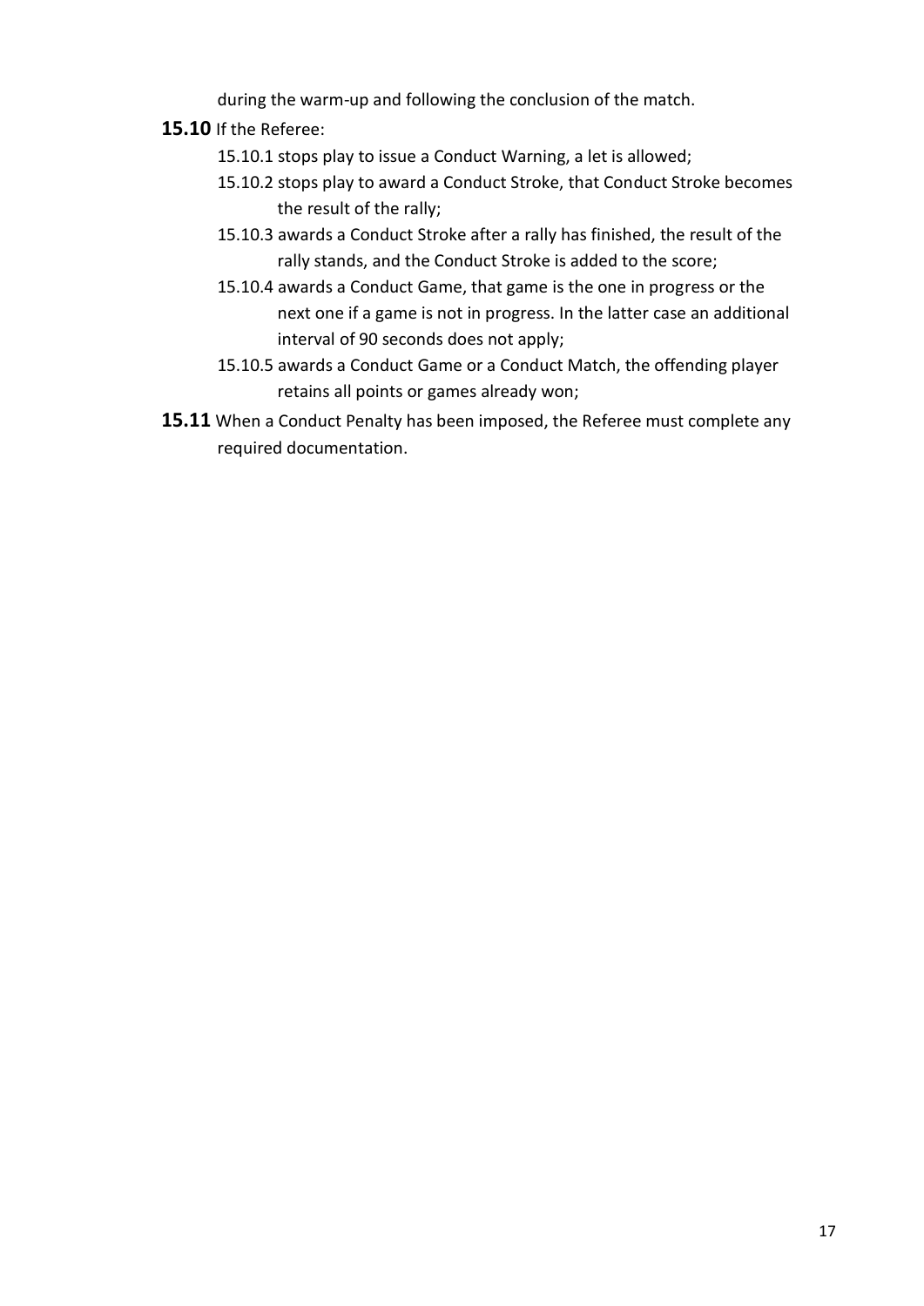during the warm-up and following the conclusion of the match.

**15.10** If the Referee:

- 15.10.1 stops play to issue a Conduct Warning, a let is allowed;
- 15.10.2 stops play to award a Conduct Stroke, that Conduct Stroke becomes the result of the rally;
- 15.10.3 awards a Conduct Stroke after a rally has finished, the result of the rally stands, and the Conduct Stroke is added to the score;
- 15.10.4 awards a Conduct Game, that game is the one in progress or the next one if a game is not in progress. In the latter case an additional interval of 90 seconds does not apply;
- 15.10.5 awards a Conduct Game or a Conduct Match, the offending player retains all points or games already won;

**15.11** When a Conduct Penalty has been imposed, the Referee must complete any required documentation.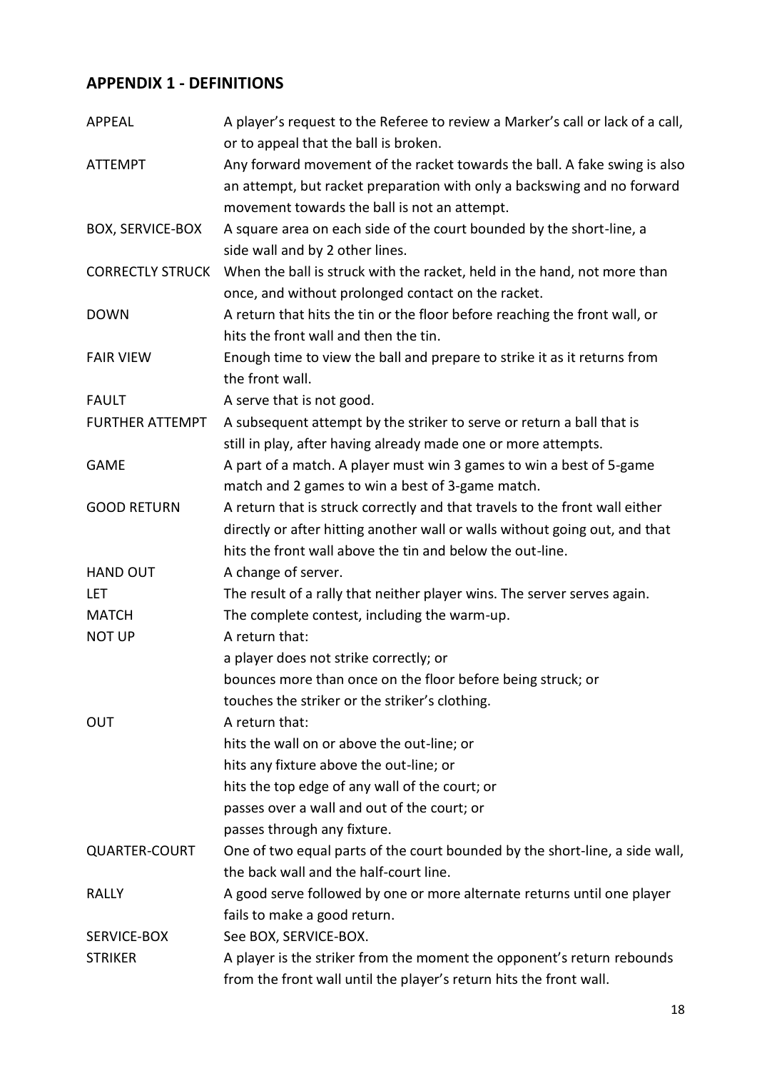## APPENDIX 1 - DEFINITIONS

| | |
|---|---|
| APPEAL | A player's request to the Referee to review a Marker's call or lack of a call, or to appeal that the ball is broken. |
| ATTEMPT | Any forward movement of the racket towards the ball. A fake swing is also an attempt, but racket preparation with only a backswing and no forward movement towards the ball is not an attempt. |
| BOX, SERVICE-BOX | A square area on each side of the court bounded by the short-line, a side wall and by 2 other lines. |
| CORRECTLY STRUCK | When the ball is struck with the racket, held in the hand, not more than once, and without prolonged contact on the racket. |
| DOWN | A return that hits the tin or the floor before reaching the front wall, or hits the front wall and then the tin. |
| FAIR VIEW | Enough time to view the ball and prepare to strike it as it returns from the front wall. |
| FAULT | A serve that is not good. |
| FURTHER ATTEMPT | A subsequent attempt by the striker to serve or return a ball that is still in play, after having already made one or more attempts. |
| GAME | A part of a match. A player must win 3 games to win a best of 5-game match and 2 games to win a best of 3-game match. |
| GOOD RETURN | A return that is struck correctly and that travels to the front wall either directly or after hitting another wall or walls without going out, and that hits the front wall above the tin and below the out-line. |
| HAND OUT | A change of server. |
| LET | The result of a rally that neither player wins. The server serves again. |
| MATCH | The complete contest, including the warm-up. |
| NOT UP | A return that:<br>a player does not strike correctly; or<br>bounces more than once on the floor before being struck; or<br>touches the striker or the striker's clothing. |
| OUT | A return that:<br>hits the wall on or above the out-line; or<br>hits any fixture above the out-line; or<br>hits the top edge of any wall of the court; or<br>passes over a wall and out of the court; or<br>passes through any fixture. |
| QUARTER-COURT | One of two equal parts of the court bounded by the short-line, a side wall, the back wall and the half-court line. |
| RALLY | A good serve followed by one or more alternate returns until one player fails to make a good return. |
| SERVICE-BOX | See BOX, SERVICE-BOX. |
| STRIKER | A player is the striker from the moment the opponent's return rebounds from the front wall until the player's return hits the front wall. |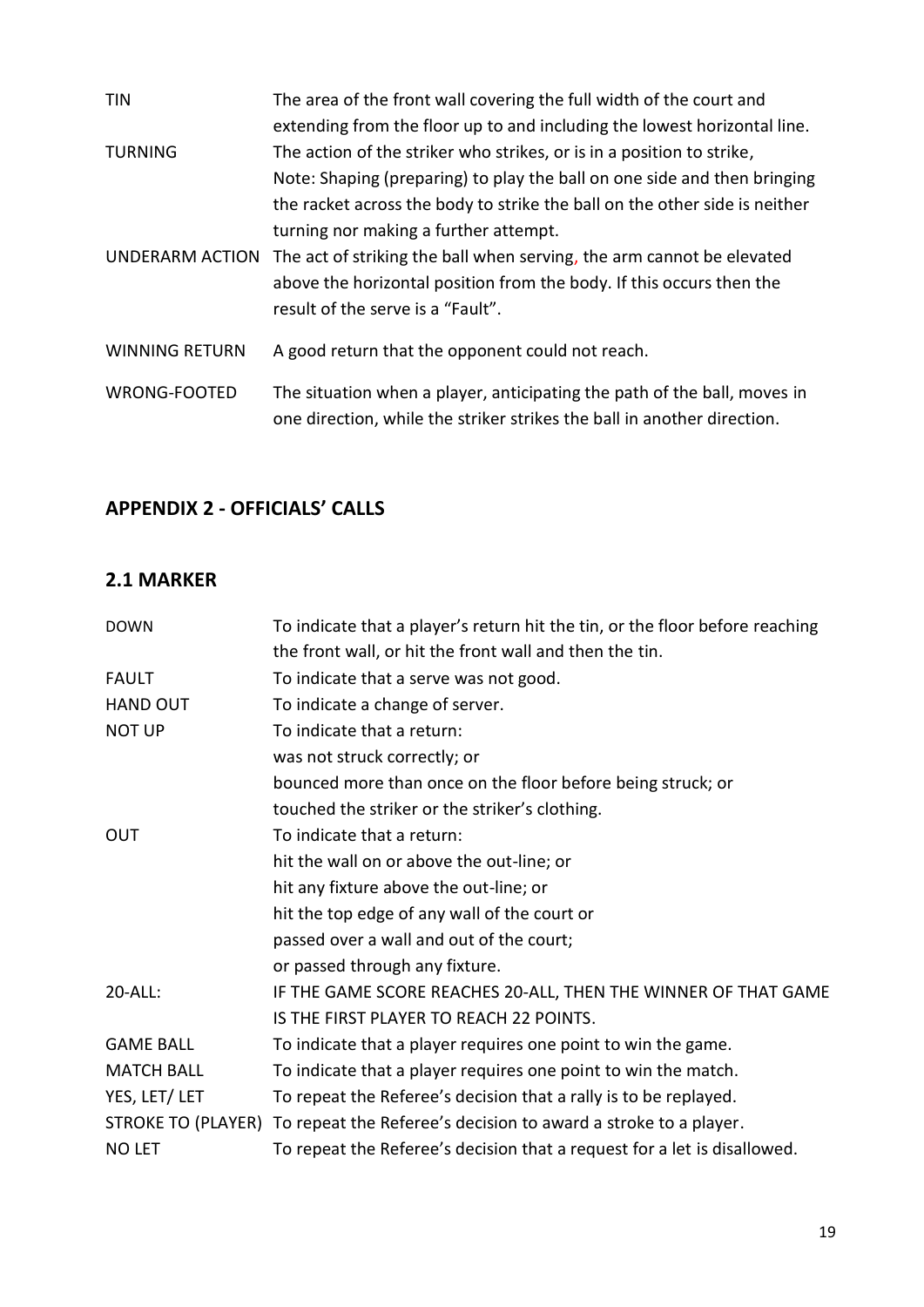| | |
|---|---|
| TIN | The area of the front wall covering the full width of the court and extending from the floor up to and including the lowest horizontal line. |
| TURNING | The action of the striker who strikes, or is in a position to strike, Note: Shaping (preparing) to play the ball on one side and then bringing the racket across the body to strike the ball on the other side is neither turning nor making a further attempt. |
| UNDERARM ACTION | The act of striking the ball when serving, the arm cannot be elevated above the horizontal position from the body. If this occurs then the result of the serve is a "Fault". |
| WINNING RETURN | A good return that the opponent could not reach. |
| WRONG-FOOTED | The situation when a player, anticipating the path of the ball, moves in one direction, while the striker strikes the ball in another direction. |

## APPENDIX 2 - OFFICIALS' CALLS

### 2.1 MARKER

| | |
|---|---|
| DOWN | To indicate that a player's return hit the tin, or the floor before reaching the front wall, or hit the front wall and then the tin. |
| FAULT | To indicate that a serve was not good. |
| HAND OUT | To indicate a change of server. |
| NOT UP | To indicate that a return:<br>was not struck correctly; or<br>bounced more than once on the floor before being struck; or<br>touched the striker or the striker's clothing. |
| OUT | To indicate that a return:<br>hit the wall on or above the out-line; or<br>hit any fixture above the out-line; or<br>hit the top edge of any wall of the court or<br>passed over a wall and out of the court;<br>or passed through any fixture. |
| 20-ALL: | IF THE GAME SCORE REACHES 20-ALL, THEN THE WINNER OF THAT GAME IS THE FIRST PLAYER TO REACH 22 POINTS. |
| GAME BALL | To indicate that a player requires one point to win the game. |
| MATCH BALL | To indicate that a player requires one point to win the match. |
| YES, LET/ LET | To repeat the Referee's decision that a rally is to be replayed. |
| STROKE TO (PLAYER) | To repeat the Referee's decision to award a stroke to a player. |
| NO LET | To repeat the Referee's decision that a request for a let is disallowed. |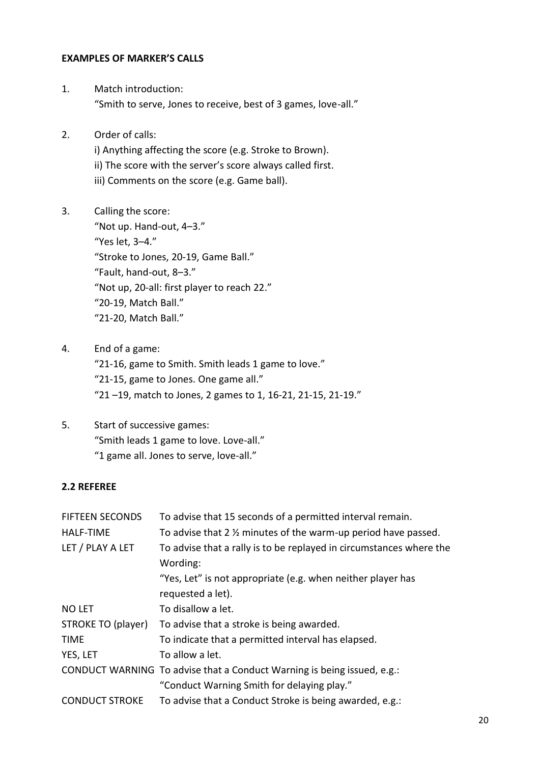**EXAMPLES OF MARKER'S CALLS**

1. Match introduction:
   "Smith to serve, Jones to receive, best of 3 games, love-all."

2. Order of calls:
   i) Anything affecting the score (e.g. Stroke to Brown).
   ii) The score with the server's score always called first.
   iii) Comments on the score (e.g. Game ball).

3. Calling the score:
   "Not up. Hand-out, 4–3."
   "Yes let, 3–4."
   "Stroke to Jones, 20-19, Game Ball."
   "Fault, hand-out, 8–3."
   "Not up, 20-all: first player to reach 22."
   "20-19, Match Ball."
   "21-20, Match Ball."

4. End of a game:
   "21-16, game to Smith. Smith leads 1 game to love."
   "21-15, game to Jones. One game all."
   "21 –19, match to Jones, 2 games to 1, 16-21, 21-15, 21-19."

5. Start of successive games:
   "Smith leads 1 game to love. Love-all."
   "1 game all. Jones to serve, love-all."

**2.2 REFEREE**

| | |
|---|---|
| FIFTEEN SECONDS | To advise that 15 seconds of a permitted interval remain. |
| HALF-TIME | To advise that 2 ½ minutes of the warm-up period have passed. |
| LET / PLAY A LET | To advise that a rally is to be replayed in circumstances where the Wording: "Yes, Let" is not appropriate (e.g. when neither player has requested a let). |
| NO LET | To disallow a let. |
| STROKE TO (player) | To advise that a stroke is being awarded. |
| TIME | To indicate that a permitted interval has elapsed. |
| YES, LET | To allow a let. |
| CONDUCT WARNING | To advise that a Conduct Warning is being issued, e.g.: "Conduct Warning Smith for delaying play." |
| CONDUCT STROKE | To advise that a Conduct Stroke is being awarded, e.g.: |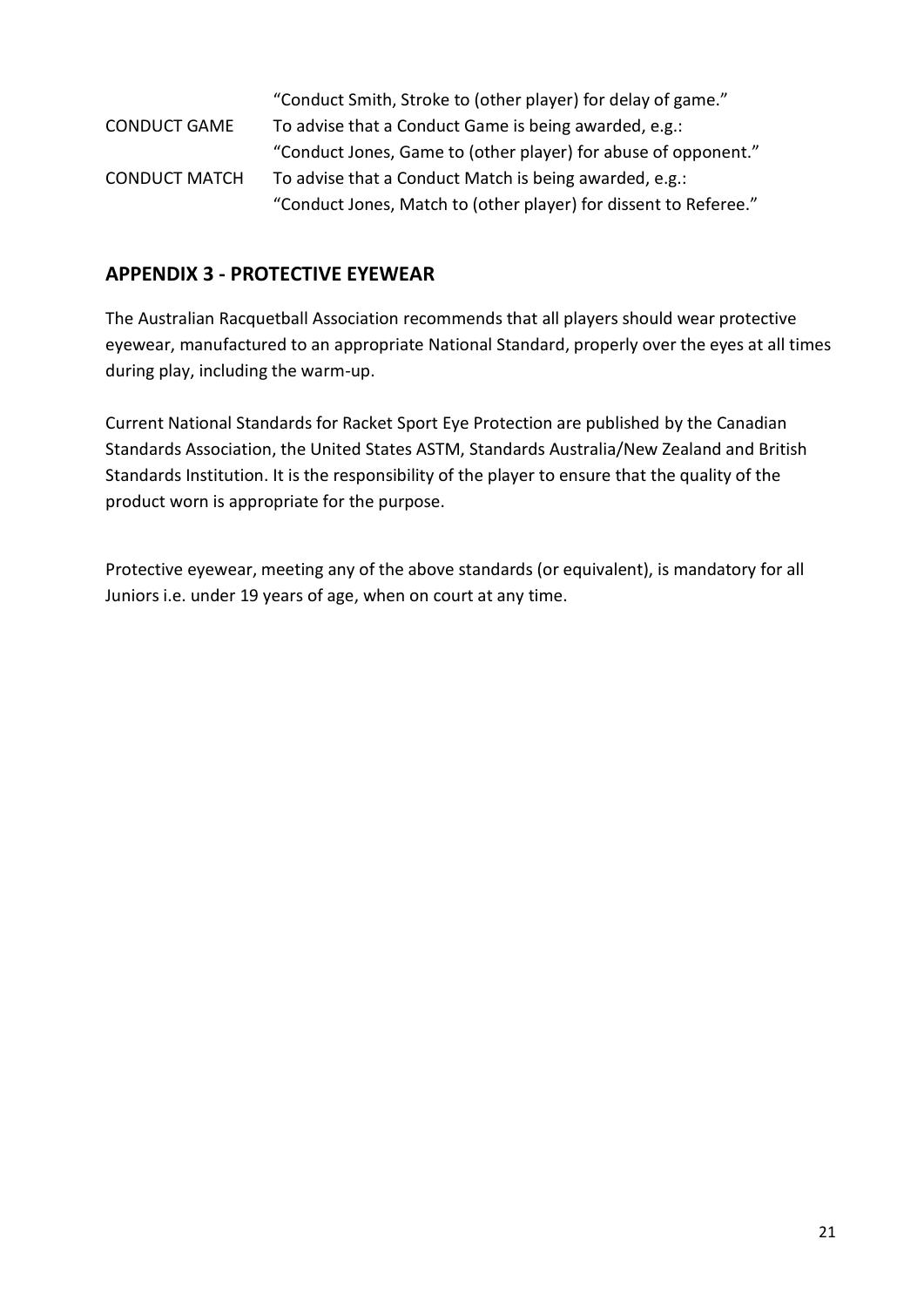| | |
|---|---|
| | "Conduct Smith, Stroke to (other player) for delay of game." |
| CONDUCT GAME | To advise that a Conduct Game is being awarded, e.g.: |
| | "Conduct Jones, Game to (other player) for abuse of opponent." |
| CONDUCT MATCH | To advise that a Conduct Match is being awarded, e.g.: |
| | "Conduct Jones, Match to (other player) for dissent to Referee." |

## APPENDIX 3 - PROTECTIVE EYEWEAR

The Australian Racquetball Association recommends that all players should wear protective eyewear, manufactured to an appropriate National Standard, properly over the eyes at all times during play, including the warm-up.

Current National Standards for Racket Sport Eye Protection are published by the Canadian Standards Association, the United States ASTM, Standards Australia/New Zealand and British Standards Institution. It is the responsibility of the player to ensure that the quality of the product worn is appropriate for the purpose.

Protective eyewear, meeting any of the above standards (or equivalent), is mandatory for all Juniors i.e. under 19 years of age, when on court at any time.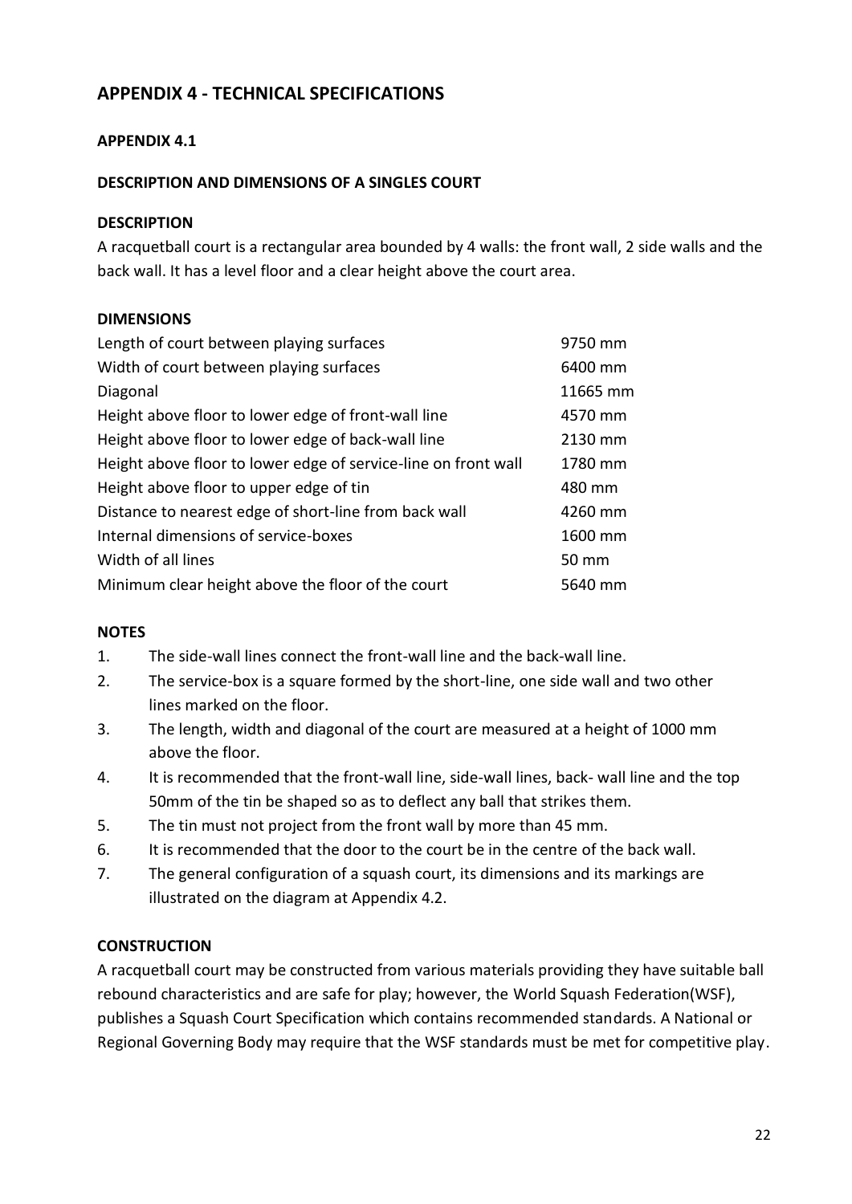## APPENDIX 4 - TECHNICAL SPECIFICATIONS

### APPENDIX 4.1

### DESCRIPTION AND DIMENSIONS OF A SINGLES COURT

#### DESCRIPTION

A racquetball court is a rectangular area bounded by 4 walls: the front wall, 2 side walls and the back wall. It has a level floor and a clear height above the court area.

#### DIMENSIONS

| | |
|---|---|
| Length of court between playing surfaces | 9750 mm |
| Width of court between playing surfaces | 6400 mm |
| Diagonal | 11665 mm |
| Height above floor to lower edge of front-wall line | 4570 mm |
| Height above floor to lower edge of back-wall line | 2130 mm |
| Height above floor to lower edge of service-line on front wall | 1780 mm |
| Height above floor to upper edge of tin | 480 mm |
| Distance to nearest edge of short-line from back wall | 4260 mm |
| Internal dimensions of service-boxes | 1600 mm |
| Width of all lines | 50 mm |
| Minimum clear height above the floor of the court | 5640 mm |

#### NOTES

1. The side-wall lines connect the front-wall line and the back-wall line.
2. The service-box is a square formed by the short-line, one side wall and two other lines marked on the floor.
3. The length, width and diagonal of the court are measured at a height of 1000 mm above the floor.
4. It is recommended that the front-wall line, side-wall lines, back- wall line and the top 50mm of the tin be shaped so as to deflect any ball that strikes them.
5. The tin must not project from the front wall by more than 45 mm.
6. It is recommended that the door to the court be in the centre of the back wall.
7. The general configuration of a squash court, its dimensions and its markings are illustrated on the diagram at Appendix 4.2.

#### CONSTRUCTION

A racquetball court may be constructed from various materials providing they have suitable ball rebound characteristics and are safe for play; however, the World Squash Federation(WSF), publishes a Squash Court Specification which contains recommended standards. A National or Regional Governing Body may require that the WSF standards must be met for competitive play.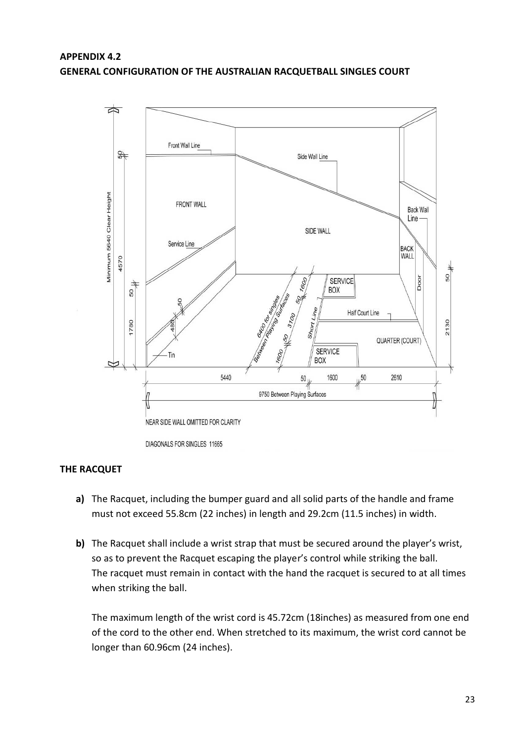**APPENDIX 4.2**
**GENERAL CONFIGURATION OF THE AUSTRALIAN RACQUETBALL SINGLES COURT**

NEAR SIDE WALL OMITTED FOR CLARITY

DIAGONALS FOR SINGLES 11665

### THE RACQUET

**a)** The Racquet, including the bumper guard and all solid parts of the handle and frame must not exceed 55.8cm (22 inches) in length and 29.2cm (11.5 inches) in width.

**b)** The Racquet shall include a wrist strap that must be secured around the player's wrist, so as to prevent the Racquet escaping the player's control while striking the ball. The racquet must remain in contact with the hand the racquet is secured to at all times when striking the ball.

The maximum length of the wrist cord is 45.72cm (18inches) as measured from one end of the cord to the other end. When stretched to its maximum, the wrist cord cannot be longer than 60.96cm (24 inches).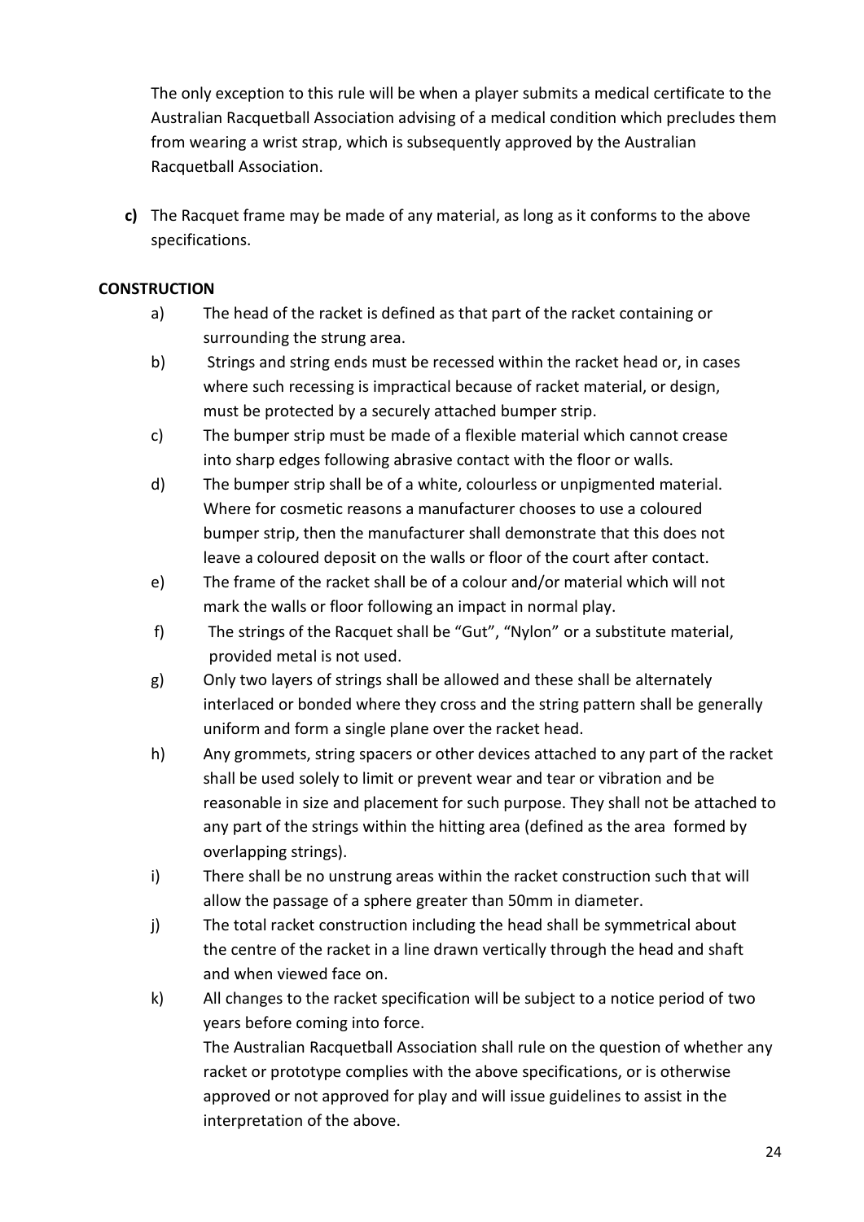The only exception to this rule will be when a player submits a medical certificate to the Australian Racquetball Association advising of a medical condition which precludes them from wearing a wrist strap, which is subsequently approved by the Australian Racquetball Association.

**c)** The Racquet frame may be made of any material, as long as it conforms to the above specifications.

**CONSTRUCTION**

a) The head of the racket is defined as that part of the racket containing or surrounding the strung area.

b) Strings and string ends must be recessed within the racket head or, in cases where such recessing is impractical because of racket material, or design, must be protected by a securely attached bumper strip.

c) The bumper strip must be made of a flexible material which cannot crease into sharp edges following abrasive contact with the floor or walls.

d) The bumper strip shall be of a white, colourless or unpigmented material. Where for cosmetic reasons a manufacturer chooses to use a coloured bumper strip, then the manufacturer shall demonstrate that this does not leave a coloured deposit on the walls or floor of the court after contact.

e) The frame of the racket shall be of a colour and/or material which will not mark the walls or floor following an impact in normal play.

f) The strings of the Racquet shall be "Gut", "Nylon" or a substitute material, provided metal is not used.

g) Only two layers of strings shall be allowed and these shall be alternately interlaced or bonded where they cross and the string pattern shall be generally uniform and form a single plane over the racket head.

h) Any grommets, string spacers or other devices attached to any part of the racket shall be used solely to limit or prevent wear and tear or vibration and be reasonable in size and placement for such purpose. They shall not be attached to any part of the strings within the hitting area (defined as the area formed by overlapping strings).

i) There shall be no unstrung areas within the racket construction such that will allow the passage of a sphere greater than 50mm in diameter.

j) The total racket construction including the head shall be symmetrical about the centre of the racket in a line drawn vertically through the head and shaft and when viewed face on.

k) All changes to the racket specification will be subject to a notice period of two years before coming into force.

The Australian Racquetball Association shall rule on the question of whether any racket or prototype complies with the above specifications, or is otherwise approved or not approved for play and will issue guidelines to assist in the interpretation of the above.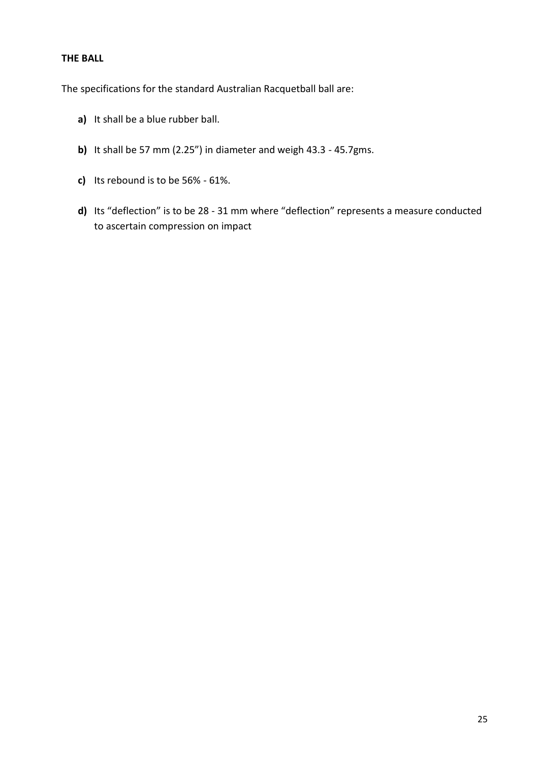**THE BALL**

The specifications for the standard Australian Racquetball ball are:

- **a)** It shall be a blue rubber ball.
- **b)** It shall be 57 mm (2.25") in diameter and weigh 43.3 - 45.7gms.
- **c)** Its rebound is to be 56% - 61%.
- **d)** Its "deflection" is to be 28 - 31 mm where "deflection" represents a measure conducted to ascertain compression on impact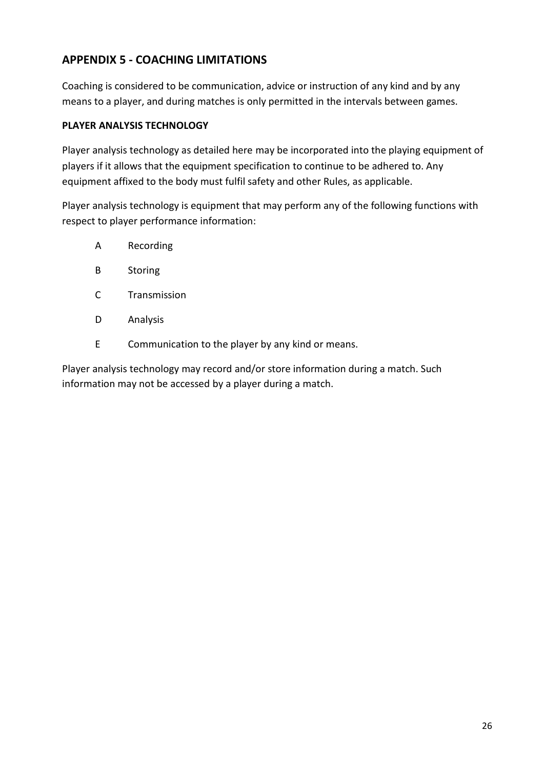## APPENDIX 5 - COACHING LIMITATIONS

Coaching is considered to be communication, advice or instruction of any kind and by any means to a player, and during matches is only permitted in the intervals between games.

### PLAYER ANALYSIS TECHNOLOGY

Player analysis technology as detailed here may be incorporated into the playing equipment of players if it allows that the equipment specification to continue to be adhered to. Any equipment affixed to the body must fulfil safety and other Rules, as applicable.

Player analysis technology is equipment that may perform any of the following functions with respect to player performance information:

- A Recording
- B Storing
- C Transmission
- D Analysis
- E Communication to the player by any kind or means.

Player analysis technology may record and/or store information during a match. Such information may not be accessed by a player during a match.